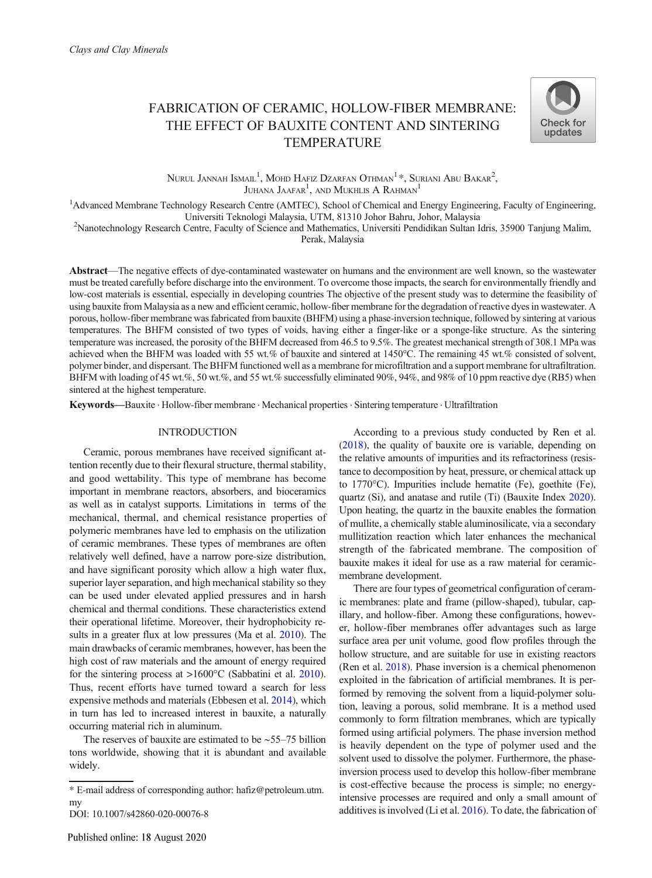*Clays and Clay Minerals*

# FABRICATION OF CERAMIC, HOLLOW-FIBER MEMBRANE: THE EFFECT OF BAUXITE CONTENT AND SINTERING TEMPERATURE

Nurul Jannah Ismail[1], Mohd Hafiz Dzarfan Othman[1] *, Suriani Abu Bakar[2], Juhana Jaafar[1], and Mukhlis A Rahman[1]

[1]Advanced Membrane Technology Research Centre (AMTEC), School of Chemical and Energy Engineering, Faculty of Engineering, Universiti Teknologi Malaysia, UTM, 81310 Johor Bahru, Johor, Malaysia

[2]Nanotechnology Research Centre, Faculty of Science and Mathematics, Universiti Pendidikan Sultan Idris, 35900 Tanjung Malim, Perak, Malaysia

**Abstract**—The negative effects of dye-contaminated wastewater on humans and the environment are well known, so the wastewater must be treated carefully before discharge into the environment. To overcome those impacts, the search for environmentally friendly and low-cost materials is essential, especially in developing countries The objective of the present study was to determine the feasibility of using bauxite from Malaysia as a new and efficient ceramic, hollow-fiber membrane for the degradation of reactive dyes in wastewater. A porous, hollow-fiber membrane was fabricated from bauxite (BHFM) using a phase-inversion technique, followed by sintering at various temperatures. The BHFM consisted of two types of voids, having either a finger-like or a sponge-like structure. As the sintering temperature was increased, the porosity of the BHFM decreased from 46.5 to 9.5%. The greatest mechanical strength of 308.1 MPa was achieved when the BHFM was loaded with 55 wt.% of bauxite and sintered at 1450°C. The remaining 45 wt.% consisted of solvent, polymer binder, and dispersant. The BHFM functioned well as a membrane for microfiltration and a support membrane for ultrafiltration. BHFM with loading of 45 wt.%, 50 wt.%, and 55 wt.% successfully eliminated 90%, 94%, and 98% of 10 ppm reactive dye (RB5) when sintered at the highest temperature.

**Keywords**—Bauxite · Hollow-fiber membrane · Mechanical properties · Sintering temperature · Ultrafiltration

## INTRODUCTION

Ceramic, porous membranes have received significant attention recently due to their flexural structure, thermal stability, and good wettability. This type of membrane has become important in membrane reactors, absorbers, and bioceramics as well as in catalyst supports. Limitations in terms of the mechanical, thermal, and chemical resistance properties of polymeric membranes have led to emphasis on the utilization of ceramic membranes. These types of membranes are often relatively well defined, have a narrow pore-size distribution, and have significant porosity which allow a high water flux, superior layer separation, and high mechanical stability so they can be used under elevated applied pressures and in harsh chemical and thermal conditions. These characteristics extend their operational lifetime. Moreover, their hydrophobicity results in a greater flux at low pressures (Ma et al. 2010). The main drawbacks of ceramic membranes, however, has been the high cost of raw materials and the amount of energy required for the sintering process at >1600°C (Sabbatini et al. 2010). Thus, recent efforts have turned toward a search for less expensive methods and materials (Ebbesen et al. 2014), which in turn has led to increased interest in bauxite, a naturally occurring material rich in aluminum.

The reserves of bauxite are estimated to be ~55–75 billion tons worldwide, showing that it is abundant and available widely.

According to a previous study conducted by Ren et al. (2018), the quality of bauxite ore is variable, depending on the relative amounts of impurities and its refractoriness (resistance to decomposition by heat, pressure, or chemical attack up to 1770°C). Impurities include hematite (Fe), goethite (Fe), quartz (Si), and anatase and rutile (Ti) (Bauxite Index 2020). Upon heating, the quartz in the bauxite enables the formation of mullite, a chemically stable aluminosilicate, via a secondary mullitization reaction which later enhances the mechanical strength of the fabricated membrane. The composition of bauxite makes it ideal for use as a raw material for ceramic-membrane development.

There are four types of geometrical configuration of ceramic membranes: plate and frame (pillow-shaped), tubular, capillary, and hollow-fiber. Among these configurations, however, hollow-fiber membranes offer advantages such as large surface area per unit volume, good flow profiles through the hollow structure, and are suitable for use in existing reactors (Ren et al. 2018). Phase inversion is a chemical phenomenon exploited in the fabrication of artificial membranes. It is performed by removing the solvent from a liquid-polymer solution, leaving a porous, solid membrane. It is a method used commonly to form filtration membranes, which are typically formed using artificial polymers. The phase inversion method is heavily dependent on the type of polymer used and the solvent used to dissolve the polymer. Furthermore, the phase-inversion process used to develop this hollow-fiber membrane is cost-effective because the process is simple; no energy-intensive processes are required and only a small amount of additives is involved (Li et al. 2016). To date, the fabrication of

* E-mail address of corresponding author: hafiz@petroleum.utm.my

DOI: 10.1007/s42860-020-00076-8

Published online: 18 August 2020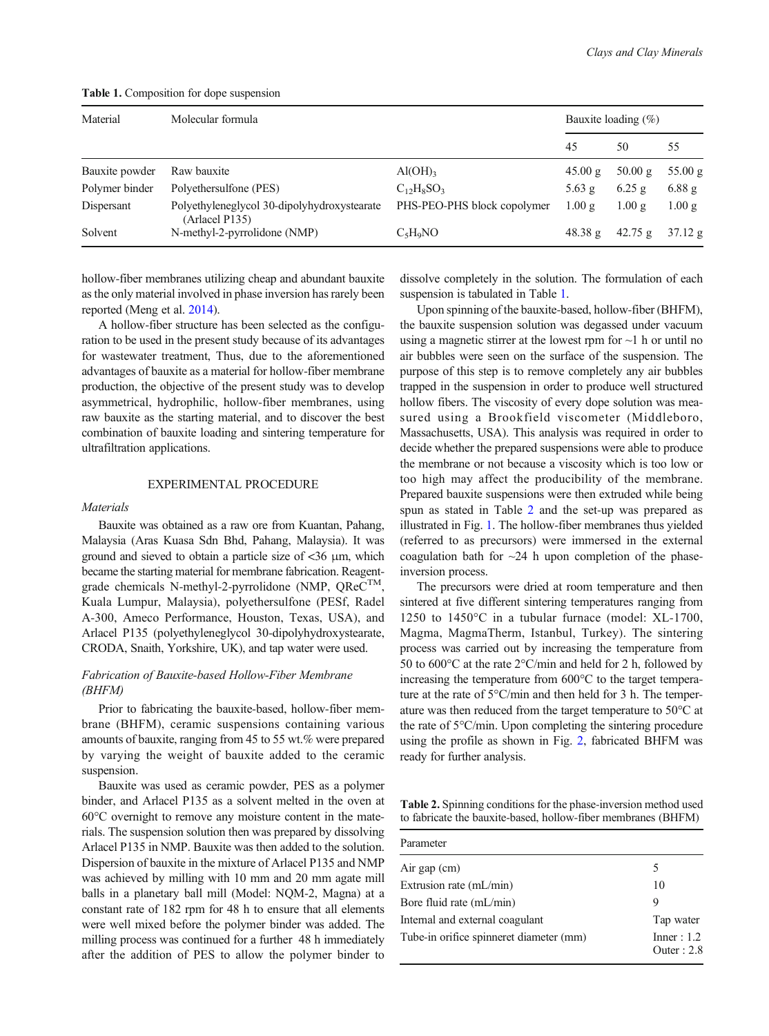**Table 1.** Composition for dope suspension

| Material | Molecular formula | | Bauxite loading (%) | | |
|---|---|---|---|---|---|
| | | | 45 | 50 | 55 |
| Bauxite powder | Raw bauxite | $Al(OH)_3$ | 45.00 g | 50.00 g | 55.00 g |
| Polymer binder | Polyethersulfone (PES) | $C_{12}H_8SO_3$ | 5.63 g | 6.25 g | 6.88 g |
| Dispersant | Polyethyleneglycol 30-dipolyhydroxystearate (Arlacel P135) | PHS-PEO-PHS block copolymer | 1.00 g | 1.00 g | 1.00 g |
| Solvent | N-methyl-2-pyrrolidone (NMP) | $C_5H_9NO$ | 48.38 g | 42.75 g | 37.12 g |

hollow-fiber membranes utilizing cheap and abundant bauxite as the only material involved in phase inversion has rarely been reported (Meng et al. 2014).

A hollow-fiber structure has been selected as the configuration to be used in the present study because of its advantages for wastewater treatment, Thus, due to the aforementioned advantages of bauxite as a material for hollow-fiber membrane production, the objective of the present study was to develop asymmetrical, hydrophilic, hollow-fiber membranes, using raw bauxite as the starting material, and to discover the best combination of bauxite loading and sintering temperature for ultrafiltration applications.

## EXPERIMENTAL PROCEDURE

### *Materials*

Bauxite was obtained as a raw ore from Kuantan, Pahang, Malaysia (Aras Kuasa Sdn Bhd, Pahang, Malaysia). It was ground and sieved to obtain a particle size of <36 μm, which became the starting material for membrane fabrication. Reagent-grade chemicals N-methyl-2-pyrrolidone (NMP, QReC™, Kuala Lumpur, Malaysia), polyethersulfone (PESf, Radel A-300, Ameco Performance, Houston, Texas, USA), and Arlacel P135 (polyethyleneglycol 30-dipolyhydroxystearate, CRODA, Snaith, Yorkshire, UK), and tap water were used.

### *Fabrication of Bauxite-based Hollow-Fiber Membrane (BHFM)*

Prior to fabricating the bauxite-based, hollow-fiber membrane (BHFM), ceramic suspensions containing various amounts of bauxite, ranging from 45 to 55 wt.% were prepared by varying the weight of bauxite added to the ceramic suspension.

Bauxite was used as ceramic powder, PES as a polymer binder, and Arlacel P135 as a solvent melted in the oven at 60°C overnight to remove any moisture content in the materials. The suspension solution then was prepared by dissolving Arlacel P135 in NMP. Bauxite was then added to the solution. Dispersion of bauxite in the mixture of Arlacel P135 and NMP was achieved by milling with 10 mm and 20 mm agate mill balls in a planetary ball mill (Model: NQM-2, Magna) at a constant rate of 182 rpm for 48 h to ensure that all elements were well mixed before the polymer binder was added. The milling process was continued for a further 48 h immediately after the addition of PES to allow the polymer binder to dissolve completely in the solution. The formulation of each suspension is tabulated in Table 1.

Upon spinning of the bauxite-based, hollow-fiber (BHFM), the bauxite suspension solution was degassed under vacuum using a magnetic stirrer at the lowest rpm for ~1 h or until no air bubbles were seen on the surface of the suspension. The purpose of this step is to remove completely any air bubbles trapped in the suspension in order to produce well structured hollow fibers. The viscosity of every dope solution was measured using a Brookfield viscometer (Middleboro, Massachusetts, USA). This analysis was required in order to decide whether the prepared suspensions were able to produce the membrane or not because a viscosity which is too low or too high may affect the producibility of the membrane. Prepared bauxite suspensions were then extruded while being spun as stated in Table 2 and the set-up was prepared as illustrated in Fig. 1. The hollow-fiber membranes thus yielded (referred to as precursors) were immersed in the external coagulation bath for ~24 h upon completion of the phase-inversion process.

The precursors were dried at room temperature and then sintered at five different sintering temperatures ranging from 1250 to 1450°C in a tubular furnace (model: XL-1700, Magma, MagmaTherm, Istanbul, Turkey). The sintering process was carried out by increasing the temperature from 50 to 600°C at the rate 2°C/min and held for 2 h, followed by increasing the temperature from 600°C to the target temperature at the rate of 5°C/min and then held for 3 h. The temperature was then reduced from the target temperature to 50°C at the rate of 5°C/min. Upon completing the sintering procedure using the profile as shown in Fig. 2, fabricated BHFM was ready for further analysis.

**Table 2.** Spinning conditions for the phase-inversion method used to fabricate the bauxite-based, hollow-fiber membranes (BHFM)

| Parameter | |
|---|---|
| Air gap (cm) | 5 |
| Extrusion rate (mL/min) | 10 |
| Bore fluid rate (mL/min) | 9 |
| Internal and external coagulant | Tap water |
| Tube-in orifice spinneret diameter (mm) | Inner : 1.2<br>Outer : 2.8 |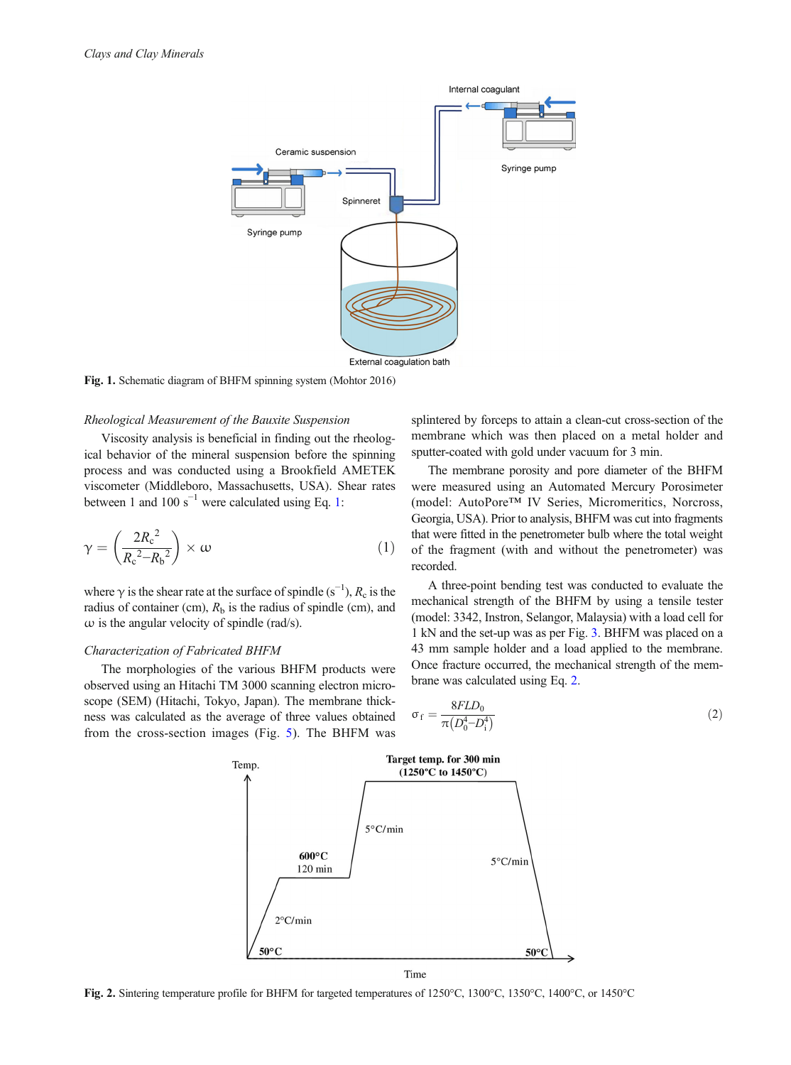Fig. 1. Schematic diagram of BHFM spinning system (Mohtor 2016)

*Rheological Measurement of the Bauxite Suspension*

Viscosity analysis is beneficial in finding out the rheological behavior of the mineral suspension before the spinning process and was conducted using a Brookfield AMETEK viscometer (Middleboro, Massachusetts, USA). Shear rates between 1 and 100 $s^{-1}$ were calculated using Eq. 1:

$$\gamma = \left( \frac{2R_c^{\ 2}}{R_c^{\ 2} - R_b^{\ 2}} \right) \times \omega \tag{1}$$

where $\gamma$ is the shear rate at the surface of spindle ($s^{-1}$), $R_c$ is the radius of container (cm), $R_b$ is the radius of spindle (cm), and $\omega$ is the angular velocity of spindle (rad/s).

*Characterization of Fabricated BHFM*

The morphologies of the various BHFM products were observed using an Hitachi TM 3000 scanning electron microscope (SEM) (Hitachi, Tokyo, Japan). The membrane thickness was calculated as the average of three values obtained from the cross-section images (Fig. 5). The BHFM was splintered by forceps to attain a clean-cut cross-section of the membrane which was then placed on a metal holder and sputter-coated with gold under vacuum for 3 min.

The membrane porosity and pore diameter of the BHFM were measured using an Automated Mercury Porosimeter (model: AutoPore™ IV Series, Micromeritics, Norcross, Georgia, USA). Prior to analysis, BHFM was cut into fragments that were fitted in the penetrometer bulb where the total weight of the fragment (with and without the penetrometer) was recorded.

A three-point bending test was conducted to evaluate the mechanical strength of the BHFM by using a tensile tester (model: 3342, Instron, Selangor, Malaysia) with a load cell for 1 kN and the set-up was as per Fig. 3. BHFM was placed on a 43 mm sample holder and a load applied to the membrane. Once fracture occurred, the mechanical strength of the membrane was calculated using Eq. 2.

$$\sigma_f = \frac{8FLD_0}{\pi\left(D_0^4 - D_i^4\right)} \tag{2}$$

Fig. 2. Sintering temperature profile for BHFM for targeted temperatures of 1250°C, 1300°C, 1350°C, 1400°C, or 1450°C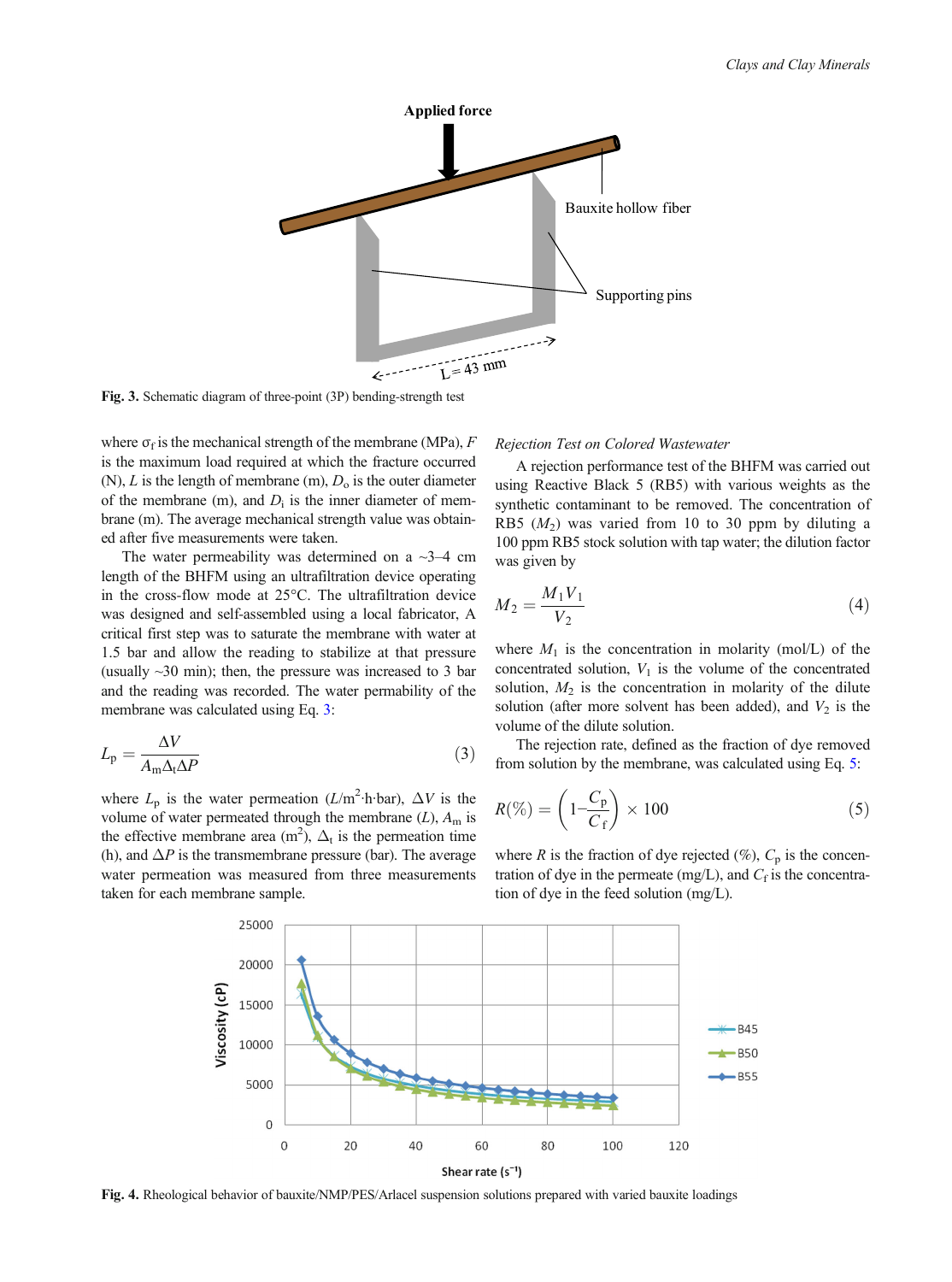Fig. 3. Schematic diagram of three-point (3P) bending-strength test

where $\sigma_f$ is the mechanical strength of the membrane (MPa), $F$ is the maximum load required at which the fracture occurred (N), $L$ is the length of membrane (m), $D_o$ is the outer diameter of the membrane (m), and $D_i$ is the inner diameter of membrane (m). The average mechanical strength value was obtained after five measurements were taken.

The water permeability was determined on a ~3–4 cm length of the BHFM using an ultrafiltration device operating in the cross-flow mode at 25°C. The ultrafiltration device was designed and self-assembled using a local fabricator, A critical first step was to saturate the membrane with water at 1.5 bar and allow the reading to stabilize at that pressure (usually ~30 min); then, the pressure was increased to 3 bar and the reading was recorded. The water permability of the membrane was calculated using Eq. 3:

$$L_p = \frac{\Delta V}{A_m \Delta_t \Delta P} \tag{3}$$

where $L_p$ is the water permeation ($L/m^2 \cdot h \cdot bar$), $\Delta V$ is the volume of water permeated through the membrane ($L$), $A_m$ is the effective membrane area ($m^2$), $\Delta_t$ is the permeation time (h), and $\Delta P$ is the transmembrane pressure (bar). The average water permeation was measured from three measurements taken for each membrane sample.

*Rejection Test on Colored Wastewater*

A rejection performance test of the BHFM was carried out using Reactive Black 5 (RB5) with various weights as the synthetic contaminant to be removed. The concentration of RB5 ($M_2$) was varied from 10 to 30 ppm by diluting a 100 ppm RB5 stock solution with tap water; the dilution factor was given by

$$M_2 = \frac{M_1 V_1}{V_2} \tag{4}$$

where $M_1$ is the concentration in molarity (mol/L) of the concentrated solution, $V_1$ is the volume of the concentrated solution, $M_2$ is the concentration in molarity of the dilute solution (after more solvent has been added), and $V_2$ is the volume of the dilute solution.

The rejection rate, defined as the fraction of dye removed from solution by the membrane, was calculated using Eq. 5:

$$R(\%) = \left(1 - \frac{C_p}{C_f}\right) \times 100 \tag{5}$$

where $R$ is the fraction of dye rejected (%), $C_p$ is the concentration of dye in the permeate (mg/L), and $C_f$ is the concentration of dye in the feed solution (mg/L).

Fig. 4. Rheological behavior of bauxite/NMP/PES/Arlacel suspension solutions prepared with varied bauxite loadings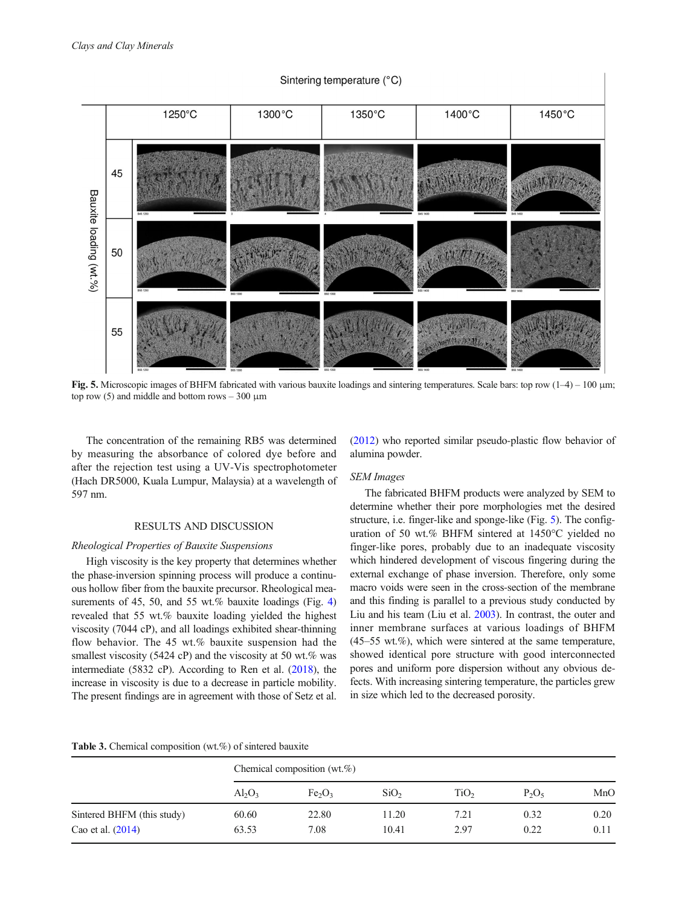Fig. 5. Microscopic images of BHFM fabricated with various bauxite loadings and sintering temperatures. Scale bars: top row (1–4) – 100 µm; top row (5) and middle and bottom rows – 300 µm

The concentration of the remaining RB5 was determined by measuring the absorbance of colored dye before and after the rejection test using a UV-Vis spectrophotometer (Hach DR5000, Kuala Lumpur, Malaysia) at a wavelength of 597 nm.

## RESULTS AND DISCUSSION

### *Rheological Properties of Bauxite Suspensions*

High viscosity is the key property that determines whether the phase-inversion spinning process will produce a continuous hollow fiber from the bauxite precursor. Rheological measurements of 45, 50, and 55 wt.% bauxite loadings (Fig. 4) revealed that 55 wt.% bauxite loading yielded the highest viscosity (7044 cP), and all loadings exhibited shear-thinning flow behavior. The 45 wt.% bauxite suspension had the smallest viscosity (5424 cP) and the viscosity at 50 wt.% was intermediate (5832 cP). According to Ren et al. (2018), the increase in viscosity is due to a decrease in particle mobility. The present findings are in agreement with those of Setz et al. (2012) who reported similar pseudo-plastic flow behavior of alumina powder.

### *SEM Images*

The fabricated BHFM products were analyzed by SEM to determine whether their pore morphologies met the desired structure, i.e. finger-like and sponge-like (Fig. 5). The configuration of 50 wt.% BHFM sintered at 1450°C yielded no finger-like pores, probably due to an inadequate viscosity which hindered development of viscous fingering during the external exchange of phase inversion. Therefore, only some macro voids were seen in the cross-section of the membrane and this finding is parallel to a previous study conducted by Liu and his team (Liu et al. 2003). In contrast, the outer and inner membrane surfaces at various loadings of BHFM (45–55 wt.%), which were sintered at the same temperature, showed identical pore structure with good interconnected pores and uniform pore dispersion without any obvious defects. With increasing sintering temperature, the particles grew in size which led to the decreased porosity.

**Table 3.** Chemical composition (wt.%) of sintered bauxite

| | Chemical composition (wt.%) | | | | | |
|---|---|---|---|---|---|---|
| | $Al_2O_3$ | $Fe_2O_3$ | $SiO_2$ | $TiO_2$ | $P_2O_5$ | MnO |
| Sintered BHFM (this study) | 60.60 | 22.80 | 11.20 | 7.21 | 0.32 | 0.20 |
| Cao et al. (2014) | 63.53 | 7.08 | 10.41 | 2.97 | 0.22 | 0.11 |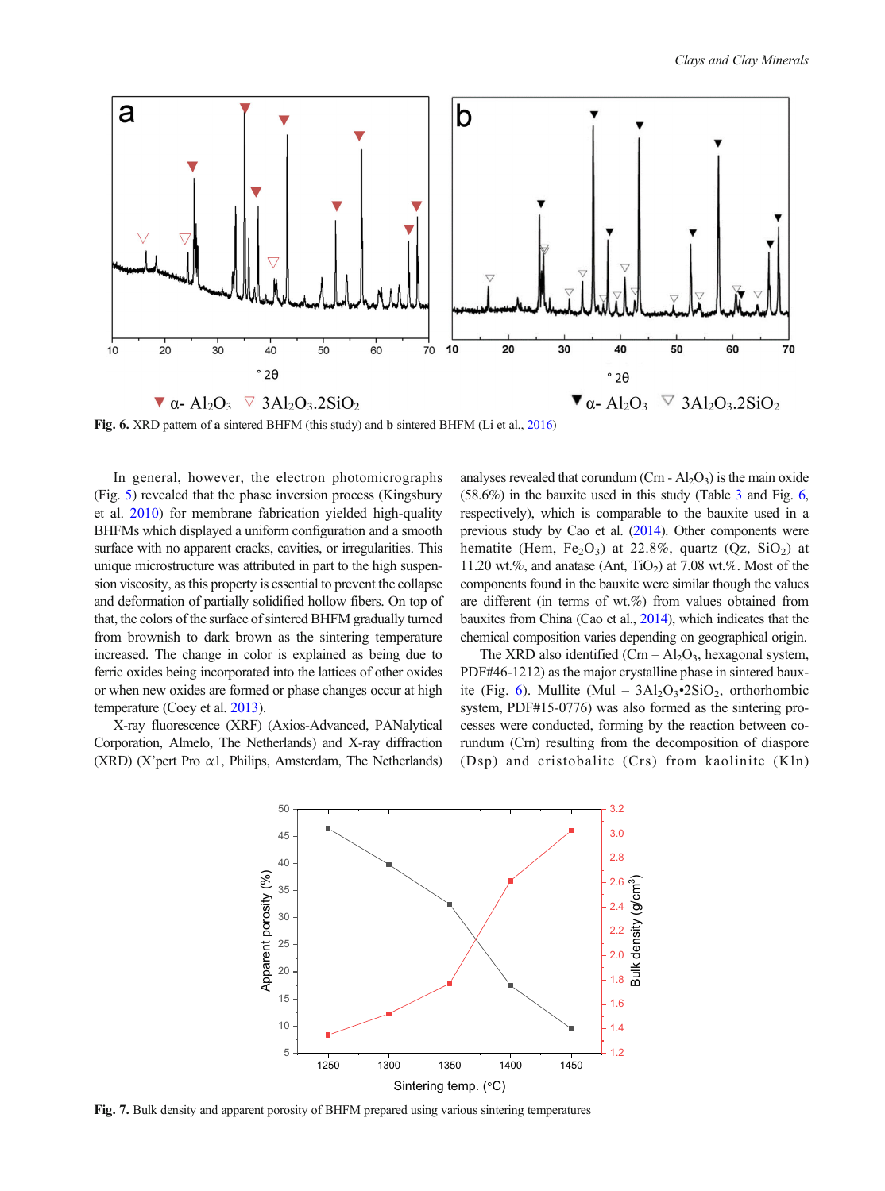Fig. 6. XRD pattern of **a** sintered BHFM (this study) and **b** sintered BHFM (Li et al., 2016)

In general, however, the electron photomicrographs (Fig. 5) revealed that the phase inversion process (Kingsbury et al. 2010) for membrane fabrication yielded high-quality BHFMs which displayed a uniform configuration and a smooth surface with no apparent cracks, cavities, or irregularities. This unique microstructure was attributed in part to the high suspension viscosity, as this property is essential to prevent the collapse and deformation of partially solidified hollow fibers. On top of that, the colors of the surface of sintered BHFM gradually turned from brownish to dark brown as the sintering temperature increased. The change in color is explained as being due to ferric oxides being incorporated into the lattices of other oxides or when new oxides are formed or phase changes occur at high temperature (Coey et al. 2013).

X-ray fluorescence (XRF) (Axios-Advanced, PANalytical Corporation, Almelo, The Netherlands) and X-ray diffraction (XRD) (X'pert Pro α1, Philips, Amsterdam, The Netherlands) analyses revealed that corundum (Crn - $Al_2O_3$) is the main oxide (58.6%) in the bauxite used in this study (Table 3 and Fig. 6, respectively), which is comparable to the bauxite used in a previous study by Cao et al. (2014). Other components were hematite (Hem, $Fe_2O_3$) at 22.8%, quartz (Qz, $SiO_2$) at 11.20 wt.%, and anatase (Ant, $TiO_2$) at 7.08 wt.%. Most of the components found in the bauxite were similar though the values are different (in terms of wt.%) from values obtained from bauxites from China (Cao et al., 2014), which indicates that the chemical composition varies depending on geographical origin.

The XRD also identified (Crn – $Al_2O_3$, hexagonal system, PDF#46-1212) as the major crystalline phase in sintered bauxite (Fig. 6). Mullite (Mul – $3Al_2O_3{\bullet}2SiO_2$, orthorhombic system, PDF#15-0776) was also formed as the sintering processes were conducted, forming by the reaction between corundum (Crn) resulting from the decomposition of diaspore (Dsp) and cristobalite (Crs) from kaolinite (Kln)

Fig. 7. Bulk density and apparent porosity of BHFM prepared using various sintering temperatures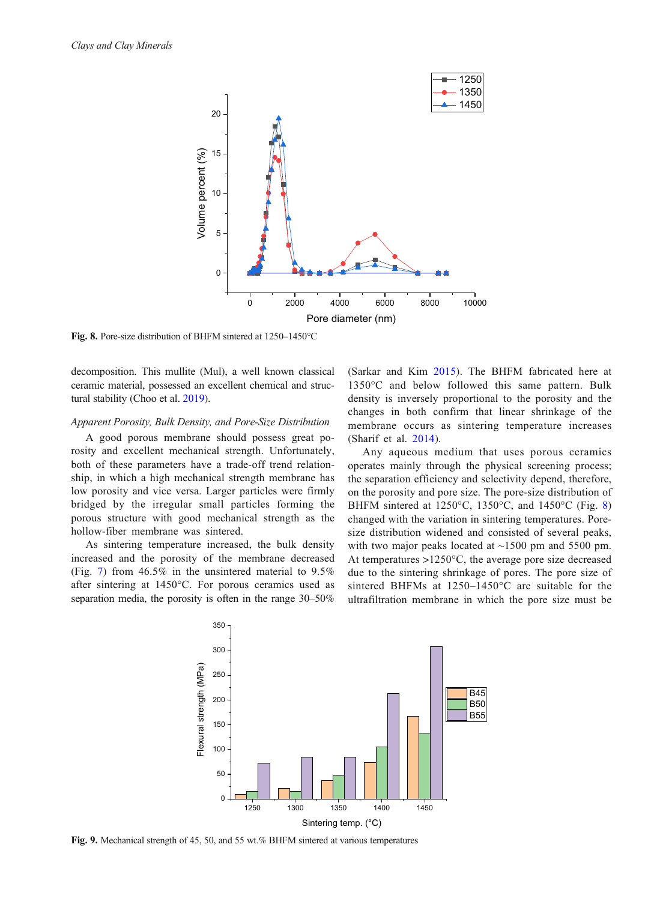Fig. 8. Pore-size distribution of BHFM sintered at 1250–1450°C

decomposition. This mullite (Mul), a well known classical ceramic material, possessed an excellent chemical and structural stability (Choo et al. 2019).

*Apparent Porosity, Bulk Density, and Pore-Size Distribution*

A good porous membrane should possess great porosity and excellent mechanical strength. Unfortunately, both of these parameters have a trade-off trend relationship, in which a high mechanical strength membrane has low porosity and vice versa. Larger particles were firmly bridged by the irregular small particles forming the porous structure with good mechanical strength as the hollow-fiber membrane was sintered.

As sintering temperature increased, the bulk density increased and the porosity of the membrane decreased (Fig. 7) from 46.5% in the unsintered material to 9.5% after sintering at 1450°C. For porous ceramics used as separation media, the porosity is often in the range 30–50% (Sarkar and Kim 2015). The BHFM fabricated here at 1350°C and below followed this same pattern. Bulk density is inversely proportional to the porosity and the changes in both confirm that linear shrinkage of the membrane occurs as sintering temperature increases (Sharif et al. 2014).

Any aqueous medium that uses porous ceramics operates mainly through the physical screening process; the separation efficiency and selectivity depend, therefore, on the porosity and pore size. The pore-size distribution of BHFM sintered at 1250°C, 1350°C, and 1450°C (Fig. 8) changed with the variation in sintering temperatures. Pore-size distribution widened and consisted of several peaks, with two major peaks located at ~1500 pm and 5500 pm. At temperatures >1250°C, the average pore size decreased due to the sintering shrinkage of pores. The pore size of sintered BHFMs at 1250–1450°C are suitable for the ultrafiltration membrane in which the pore size must be

Fig. 9. Mechanical strength of 45, 50, and 55 wt.% BHFM sintered at various temperatures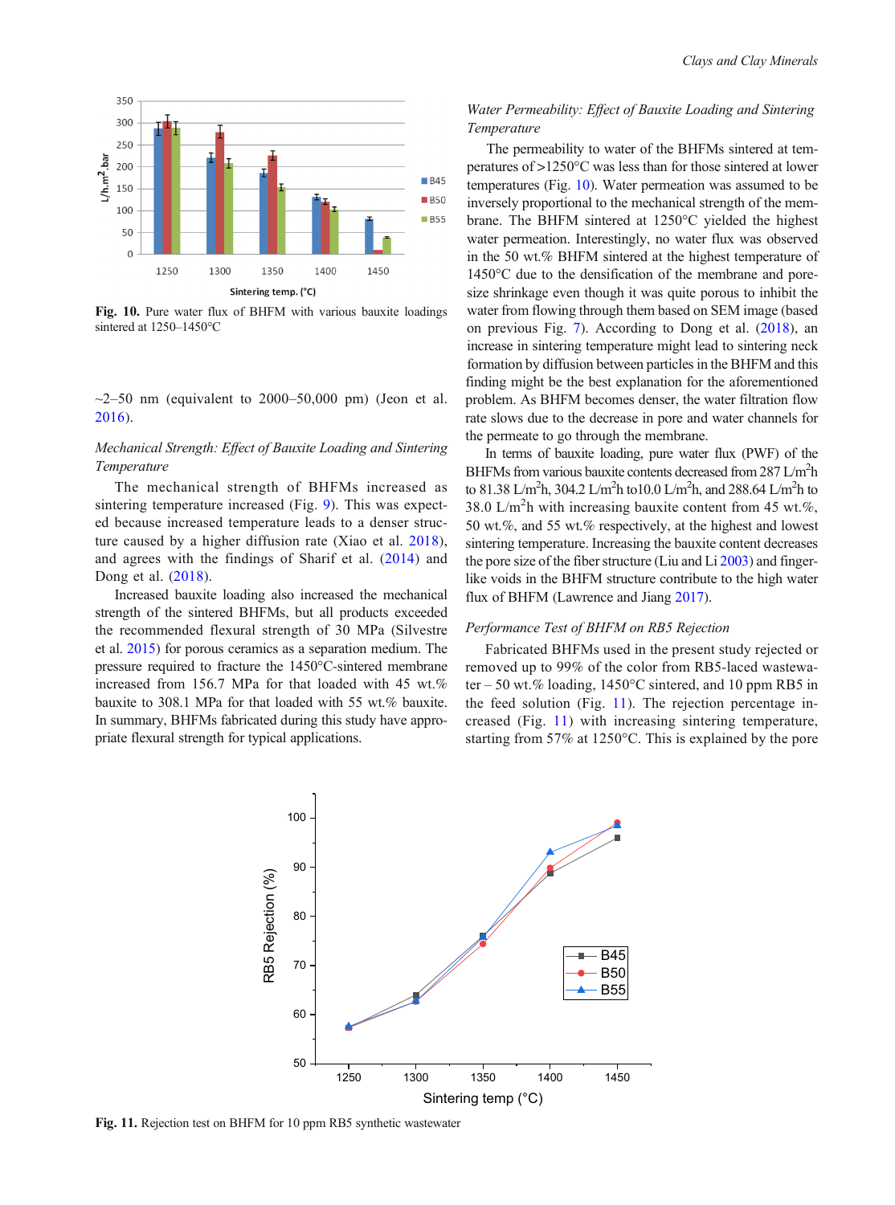Fig. 10. Pure water flux of BHFM with various bauxite loadings sintered at 1250–1450°C

~2–50 nm (equivalent to 2000–50,000 pm) (Jeon et al. 2016).

### *Mechanical Strength: Effect of Bauxite Loading and Sintering Temperature*

The mechanical strength of BHFMs increased as sintering temperature increased (Fig. 9). This was expected because increased temperature leads to a denser structure caused by a higher diffusion rate (Xiao et al. 2018), and agrees with the findings of Sharif et al. (2014) and Dong et al. (2018).

Increased bauxite loading also increased the mechanical strength of the sintered BHFMs, but all products exceeded the recommended flexural strength of 30 MPa (Silvestre et al. 2015) for porous ceramics as a separation medium. The pressure required to fracture the 1450°C-sintered membrane increased from 156.7 MPa for that loaded with 45 wt.% bauxite to 308.1 MPa for that loaded with 55 wt.% bauxite. In summary, BHFMs fabricated during this study have appropriate flexural strength for typical applications.

### *Water Permeability: Effect of Bauxite Loading and Sintering Temperature*

The permeability to water of the BHFMs sintered at temperatures of >1250°C was less than for those sintered at lower temperatures (Fig. 10). Water permeation was assumed to be inversely proportional to the mechanical strength of the membrane. The BHFM sintered at 1250°C yielded the highest water permeation. Interestingly, no water flux was observed in the 50 wt.% BHFM sintered at the highest temperature of 1450°C due to the densification of the membrane and pore-size shrinkage even though it was quite porous to inhibit the water from flowing through them based on SEM image (based on previous Fig. 7). According to Dong et al. (2018), an increase in sintering temperature might lead to sintering neck formation by diffusion between particles in the BHFM and this finding might be the best explanation for the aforementioned problem. As BHFM becomes denser, the water filtration flow rate slows due to the decrease in pore and water channels for the permeate to go through the membrane.

In terms of bauxite loading, pure water flux (PWF) of the BHFMs from various bauxite contents decreased from 287 L/m$^2$h to 81.38 L/m$^2$h, 304.2 L/m$^2$h to10.0 L/m$^2$h, and 288.64 L/m$^2$h to 38.0 L/m$^2$h with increasing bauxite content from 45 wt.%, 50 wt.%, and 55 wt.% respectively, at the highest and lowest sintering temperature. Increasing the bauxite content decreases the pore size of the fiber structure (Liu and Li 2003) and finger-like voids in the BHFM structure contribute to the high water flux of BHFM (Lawrence and Jiang 2017).

### *Performance Test of BHFM on RB5 Rejection*

Fabricated BHFMs used in the present study rejected or removed up to 99% of the color from RB5-laced wastewater – 50 wt.% loading, 1450°C sintered, and 10 ppm RB5 in the feed solution (Fig. 11). The rejection percentage increased (Fig. 11) with increasing sintering temperature, starting from 57% at 1250°C. This is explained by the pore

Fig. 11. Rejection test on BHFM for 10 ppm RB5 synthetic wastewater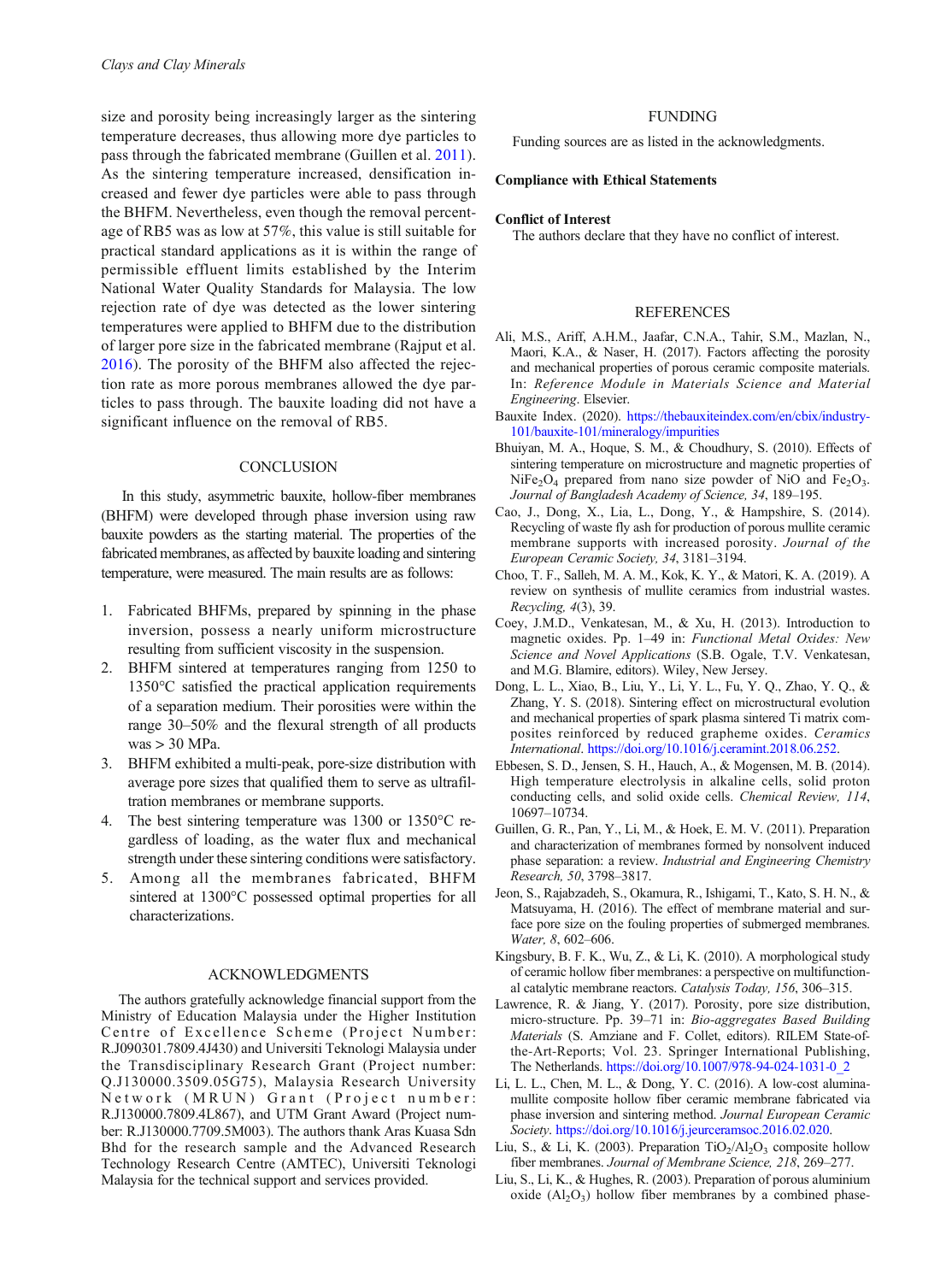size and porosity being increasingly larger as the sintering temperature decreases, thus allowing more dye particles to pass through the fabricated membrane (Guillen et al. 2011). As the sintering temperature increased, densification increased and fewer dye particles were able to pass through the BHFM. Nevertheless, even though the removal percentage of RB5 was as low at 57%, this value is still suitable for practical standard applications as it is within the range of permissible effluent limits established by the Interim National Water Quality Standards for Malaysia. The low rejection rate of dye was detected as the lower sintering temperatures were applied to BHFM due to the distribution of larger pore size in the fabricated membrane (Rajput et al. 2016). The porosity of the BHFM also affected the rejection rate as more porous membranes allowed the dye particles to pass through. The bauxite loading did not have a significant influence on the removal of RB5.

## CONCLUSION

In this study, asymmetric bauxite, hollow-fiber membranes (BHFM) were developed through phase inversion using raw bauxite powders as the starting material. The properties of the fabricated membranes, as affected by bauxite loading and sintering temperature, were measured. The main results are as follows:

1. Fabricated BHFMs, prepared by spinning in the phase inversion, possess a nearly uniform microstructure resulting from sufficient viscosity in the suspension.
2. BHFM sintered at temperatures ranging from 1250 to 1350°C satisfied the practical application requirements of a separation medium. Their porosities were within the range 30–50% and the flexural strength of all products was > 30 MPa.
3. BHFM exhibited a multi-peak, pore-size distribution with average pore sizes that qualified them to serve as ultrafiltration membranes or membrane supports.
4. The best sintering temperature was 1300 or 1350°C regardless of loading, as the water flux and mechanical strength under these sintering conditions were satisfactory.
5. Among all the membranes fabricated, BHFM sintered at 1300°C possessed optimal properties for all characterizations.

## ACKNOWLEDGMENTS

The authors gratefully acknowledge financial support from the Ministry of Education Malaysia under the Higher Institution Centre of Excellence Scheme (Project Number: R.J090301.7809.4J430) and Universiti Teknologi Malaysia under the Transdisciplinary Research Grant (Project number: Q.J130000.3509.05G75), Malaysia Research University Network (MRUN) Grant (Project number: R.J130000.7809.4L867), and UTM Grant Award (Project number: R.J130000.7709.5M003). The authors thank Aras Kuasa Sdn Bhd for the research sample and the Advanced Research Technology Research Centre (AMTEC), Universiti Teknologi Malaysia for the technical support and services provided.

## FUNDING

Funding sources are as listed in the acknowledgments.

**Compliance with Ethical Statements**

**Conflict of Interest**

The authors declare that they have no conflict of interest.

## REFERENCES

Ali, M.S., Ariff, A.H.M., Jaafar, C.N.A., Tahir, S.M., Mazlan, N., Maori, K.A., & Naser, H. (2017). Factors affecting the porosity and mechanical properties of porous ceramic composite materials. In: *Reference Module in Materials Science and Material Engineering*. Elsevier.

Bauxite Index. (2020). https://thebauxiteindex.com/en/cbix/industry-101/bauxite-101/mineralogy/impurities

Bhuiyan, M. A., Hoque, S. M., & Choudhury, S. (2010). Effects of sintering temperature on microstructure and magnetic properties of $NiFe_2O_4$ prepared from nano size powder of NiO and $Fe_2O_3$. *Journal of Bangladesh Academy of Science, 34*, 189–195.

Cao, J., Dong, X., Lia, L., Dong, Y., & Hampshire, S. (2014). Recycling of waste fly ash for production of porous mullite ceramic membrane supports with increased porosity. *Journal of the European Ceramic Society, 34*, 3181–3194.

Choo, T. F., Salleh, M. A. M., Kok, K. Y., & Matori, K. A. (2019). A review on synthesis of mullite ceramics from industrial wastes. *Recycling, 4*(3), 39.

Coey, J.M.D., Venkatesan, M., & Xu, H. (2013). Introduction to magnetic oxides. Pp. 1–49 in: *Functional Metal Oxides: New Science and Novel Applications* (S.B. Ogale, T.V. Venkatesan, and M.G. Blamire, editors). Wiley, New Jersey.

Dong, L. L., Xiao, B., Liu, Y., Li, Y. L., Fu, Y. Q., Zhao, Y. Q., & Zhang, Y. S. (2018). Sintering effect on microstructural evolution and mechanical properties of spark plasma sintered Ti matrix composites reinforced by reduced graphene oxides. *Ceramics International*. https://doi.org/10.1016/j.ceramint.2018.06.252.

Ebbesen, S. D., Jensen, S. H., Hauch, A., & Mogensen, M. B. (2014). High temperature electrolysis in alkaline cells, solid proton conducting cells, and solid oxide cells. *Chemical Review, 114*, 10697–10734.

Guillen, G. R., Pan, Y., Li, M., & Hoek, E. M. V. (2011). Preparation and characterization of membranes formed by nonsolvent induced phase separation: a review. *Industrial and Engineering Chemistry Research, 50*, 3798–3817.

Jeon, S., Rajabzadeh, S., Okamura, R., Ishigami, T., Kato, S. H. N., & Matsuyama, H. (2016). The effect of membrane material and surface pore size on the fouling properties of submerged membranes. *Water, 8*, 602–606.

Kingsbury, B. F. K., Wu, Z., & Li, K. (2010). A morphological study of ceramic hollow fiber membranes: a perspective on multifunctional catalytic membrane reactors. *Catalysis Today, 156*, 306–315.

Lawrence, R. & Jiang, Y. (2017). Porosity, pore size distribution, micro-structure. Pp. 39–71 in: *Bio-aggregates Based Building Materials* (S. Amziane and F. Collet, editors). RILEM State-of-the-Art-Reports; Vol. 23. Springer International Publishing, The Netherlands. https://doi.org/10.1007/978-94-024-1031-0_2

Li, L. L., Chen, M. L., & Dong, Y. C. (2016). A low-cost alumina-mullite composite hollow fiber ceramic membrane fabricated via phase inversion and sintering method. *Journal European Ceramic Society*. https://doi.org/10.1016/j.jeurceramsoc.2016.02.020.

Liu, S., & Li, K. (2003). Preparation $TiO_2/Al_2O_3$ composite hollow fiber membranes. *Journal of Membrane Science, 218*, 269–277.

Liu, S., Li, K., & Hughes, R. (2003). Preparation of porous aluminium oxide ($Al_2O_3$) hollow fiber membranes by a combined phase-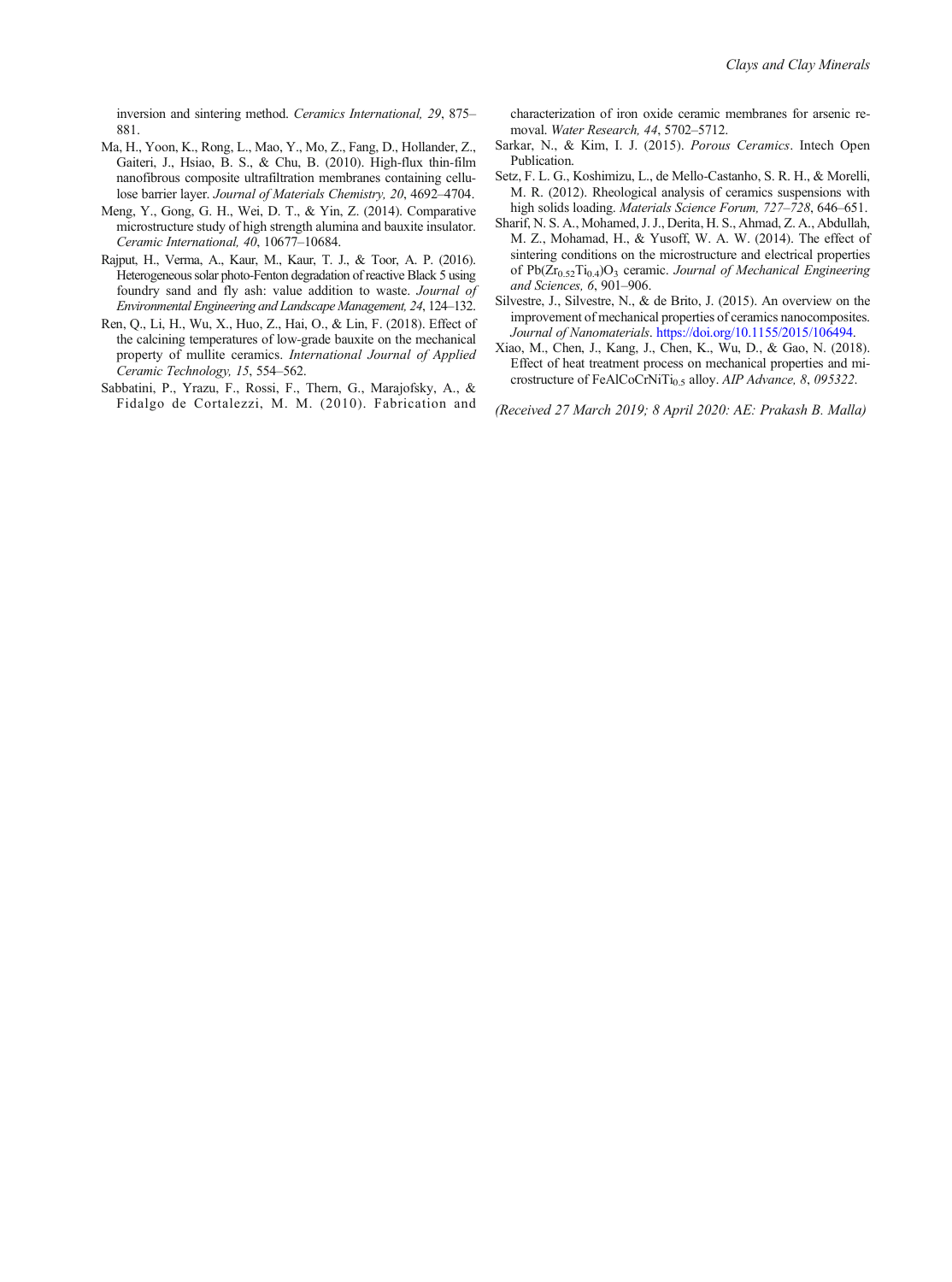inversion and sintering method. *Ceramics International, 29*, 875–881.

Ma, H., Yoon, K., Rong, L., Mao, Y., Mo, Z., Fang, D., Hollander, Z., Gaiteri, J., Hsiao, B. S., & Chu, B. (2010). High-flux thin-film nanofibrous composite ultrafiltration membranes containing cellulose barrier layer. *Journal of Materials Chemistry, 20*, 4692–4704.

Meng, Y., Gong, G. H., Wei, D. T., & Yin, Z. (2014). Comparative microstructure study of high strength alumina and bauxite insulator. *Ceramic International, 40*, 10677–10684.

Rajput, H., Verma, A., Kaur, M., Kaur, T. J., & Toor, A. P. (2016). Heterogeneous solar photo-Fenton degradation of reactive Black 5 using foundry sand and fly ash: value addition to waste. *Journal of Environmental Engineering and Landscape Management, 24*, 124–132.

Ren, Q., Li, H., Wu, X., Huo, Z., Hai, O., & Lin, F. (2018). Effect of the calcining temperatures of low-grade bauxite on the mechanical property of mullite ceramics. *International Journal of Applied Ceramic Technology, 15*, 554–562.

Sabbatini, P., Yrazu, F., Rossi, F., Thern, G., Marajofsky, A., & Fidalgo de Cortalezzi, M. M. (2010). Fabrication and characterization of iron oxide ceramic membranes for arsenic removal. *Water Research, 44*, 5702–5712.

Sarkar, N., & Kim, I. J. (2015). *Porous Ceramics*. Intech Open Publication.

Setz, F. L. G., Koshimizu, L., de Mello-Castanho, S. R. H., & Morelli, M. R. (2012). Rheological analysis of ceramics suspensions with high solids loading. *Materials Science Forum, 727–728*, 646–651.

Sharif, N. S. A., Mohamed, J. J., Derita, H. S., Ahmad, Z. A., Abdullah, M. Z., Mohamad, H., & Yusoff, W. A. W. (2014). The effect of sintering conditions on the microstructure and electrical properties of $Pb(Zr_{0.52}Ti_{0.4})O_3$ ceramic. *Journal of Mechanical Engineering and Sciences, 6*, 901–906.

Silvestre, J., Silvestre, N., & de Brito, J. (2015). An overview on the improvement of mechanical properties of ceramics nanocomposites. *Journal of Nanomaterials*. https://doi.org/10.1155/2015/106494.

Xiao, M., Chen, J., Kang, J., Chen, K., Wu, D., & Gao, N. (2018). Effect of heat treatment process on mechanical properties and microstructure of $FeAlCoCrNiTi_{0.5}$ alloy. *AIP Advance, 8*, *095322*.

*(Received 27 March 2019; 8 April 2020: AE: Prakash B. Malla)*